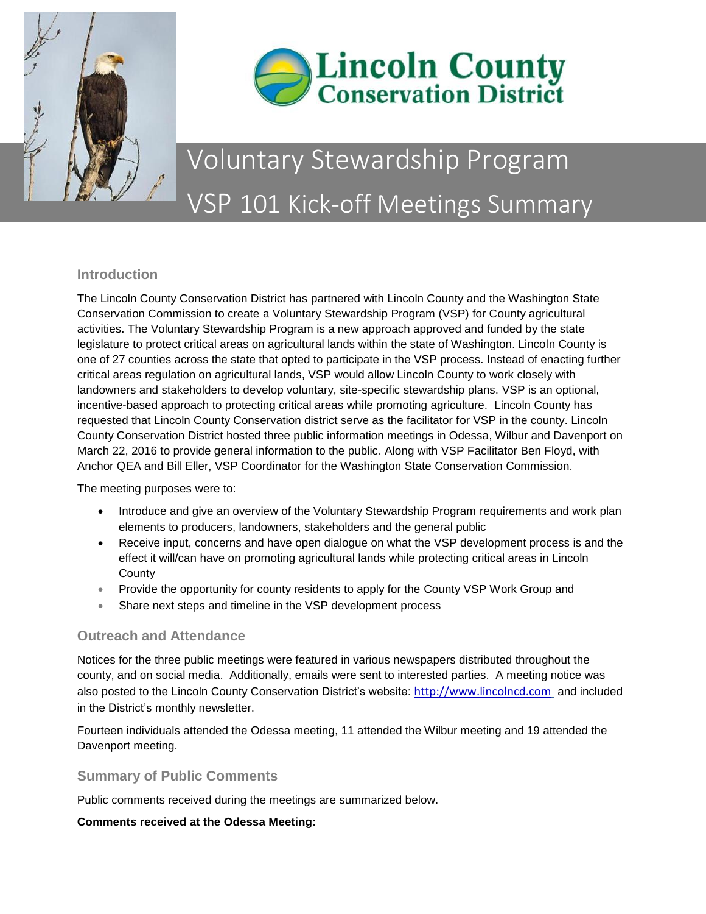# Lincoln County Conservation District

# Voluntary Stewardship Program

# VSP 101 Kick-off Meetings Summary

## Introduction

The Lincoln County Conservation District has partnered with Lincoln County and the Washington State Conservation Commission to create a Voluntary Stewardship Program (VSP) for County agricultural activities. The Voluntary Stewardship Program is a new approach approved and funded by the state legislature to protect critical areas on agricultural lands within the state of Washington. Lincoln County is one of 27 counties across the state that opted to participate in the VSP process. Instead of enacting further critical areas regulation on agricultural lands, VSP would allow Lincoln County to work closely with landowners and stakeholders to develop voluntary, site-specific stewardship plans. VSP is an optional, incentive-based approach to protecting critical areas while promoting agriculture. Lincoln County has requested that Lincoln County Conservation district serve as the facilitator for VSP in the county. Lincoln County Conservation District hosted three public information meetings in Odessa, Wilbur and Davenport on March 22, 2016 to provide general information to the public. Along with VSP Facilitator Ben Floyd, with Anchor QEA and Bill Eller, VSP Coordinator for the Washington State Conservation Commission.

The meeting purposes were to:

- Introduce and give an overview of the Voluntary Stewardship Program requirements and work plan elements to producers, landowners, stakeholders and the general public
- Receive input, concerns and have open dialogue on what the VSP development process is and the effect it will/can have on promoting agricultural lands while protecting critical areas in Lincoln County
- Provide the opportunity for county residents to apply for the County VSP Work Group and
- Share next steps and timeline in the VSP development process

## Outreach and Attendance

Notices for the three public meetings were featured in various newspapers distributed throughout the county, and on social media. Additionally, emails were sent to interested parties. A meeting notice was also posted to the Lincoln County Conservation District's website: http://www.lincolncd.com and included in the District's monthly newsletter.

Fourteen individuals attended the Odessa meeting, 11 attended the Wilbur meeting and 19 attended the Davenport meeting.

## Summary of Public Comments

Public comments received during the meetings are summarized below.

**Comments received at the Odessa Meeting:**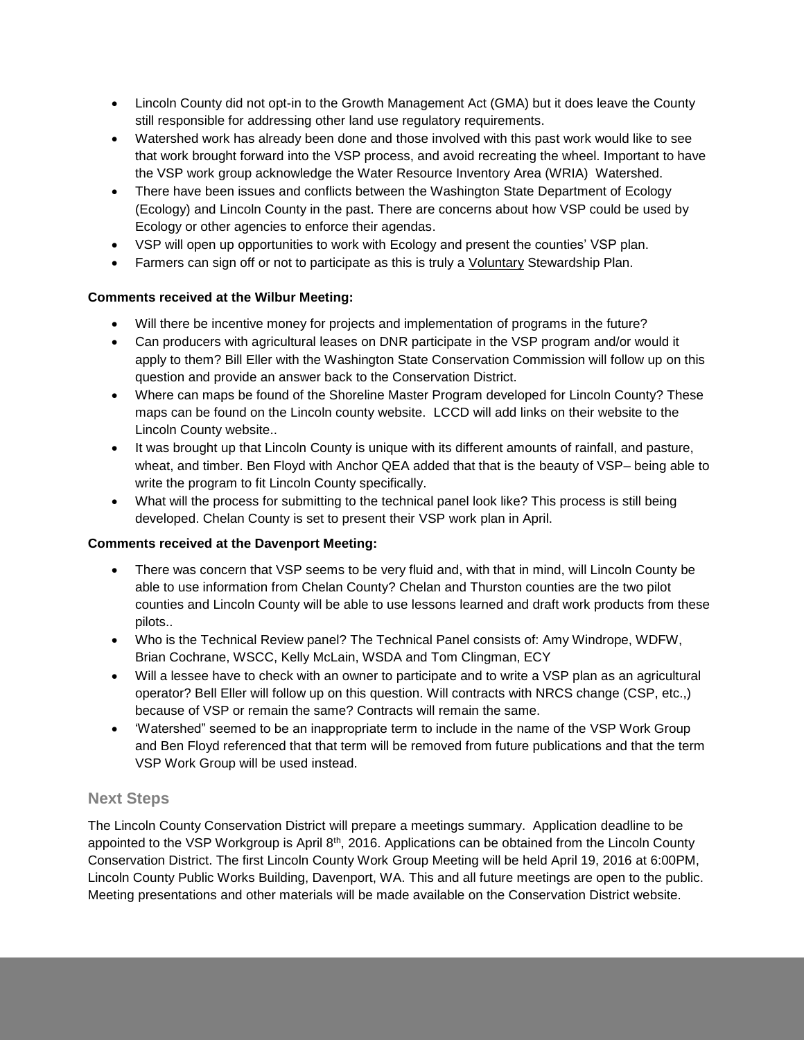- Lincoln County did not opt-in to the Growth Management Act (GMA) but it does leave the County still responsible for addressing other land use regulatory requirements.
- Watershed work has already been done and those involved with this past work would like to see that work brought forward into the VSP process, and avoid recreating the wheel. Important to have the VSP work group acknowledge the Water Resource Inventory Area (WRIA) Watershed.
- There have been issues and conflicts between the Washington State Department of Ecology (Ecology) and Lincoln County in the past. There are concerns about how VSP could be used by Ecology or other agencies to enforce their agendas.
- VSP will open up opportunities to work with Ecology and present the counties' VSP plan.
- Farmers can sign off or not to participate as this is truly a Voluntary Stewardship Plan.

**Comments received at the Wilbur Meeting:**

- Will there be incentive money for projects and implementation of programs in the future?
- Can producers with agricultural leases on DNR participate in the VSP program and/or would it apply to them? Bill Eller with the Washington State Conservation Commission will follow up on this question and provide an answer back to the Conservation District.
- Where can maps be found of the Shoreline Master Program developed for Lincoln County? These maps can be found on the Lincoln county website. LCCD will add links on their website to the Lincoln County website..
- It was brought up that Lincoln County is unique with its different amounts of rainfall, and pasture, wheat, and timber. Ben Floyd with Anchor QEA added that that is the beauty of VSP– being able to write the program to fit Lincoln County specifically.
- What will the process for submitting to the technical panel look like? This process is still being developed. Chelan County is set to present their VSP work plan in April.

**Comments received at the Davenport Meeting:**

- There was concern that VSP seems to be very fluid and, with that in mind, will Lincoln County be able to use information from Chelan County? Chelan and Thurston counties are the two pilot counties and Lincoln County will be able to use lessons learned and draft work products from these pilots..
- Who is the Technical Review panel? The Technical Panel consists of: Amy Windrope, WDFW, Brian Cochrane, WSCC, Kelly McLain, WSDA and Tom Clingman, ECY
- Will a lessee have to check with an owner to participate and to write a VSP plan as an agricultural operator? Bell Eller will follow up on this question. Will contracts with NRCS change (CSP, etc.,) because of VSP or remain the same? Contracts will remain the same.
- 'Watershed" seemed to be an inappropriate term to include in the name of the VSP Work Group and Ben Floyd referenced that that term will be removed from future publications and that the term VSP Work Group will be used instead.

## Next Steps

The Lincoln County Conservation District will prepare a meetings summary. Application deadline to be appointed to the VSP Workgroup is April 8th, 2016. Applications can be obtained from the Lincoln County Conservation District. The first Lincoln County Work Group Meeting will be held April 19, 2016 at 6:00PM, Lincoln County Public Works Building, Davenport, WA. This and all future meetings are open to the public. Meeting presentations and other materials will be made available on the Conservation District website.